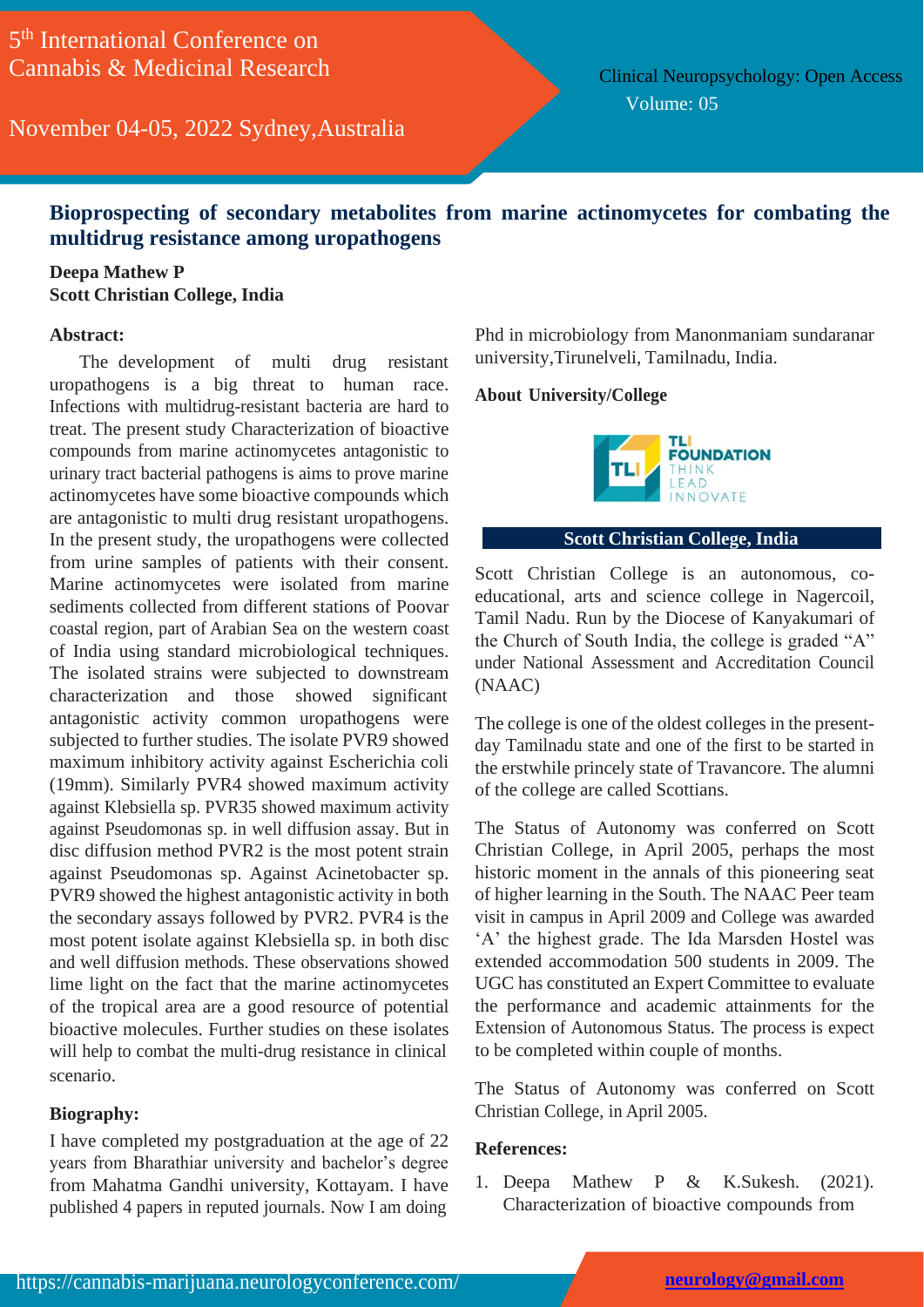# Bioprospecting of secondary metabolites from marine actinomycetes for combating the multidrug resistance among uropathogens

**Deepa Mathew P**
**Scott Christian College, India**

## Abstract:

The development of multi drug resistant uropathogens is a big threat to human race. Infections with multidrug-resistant bacteria are hard to treat. The present study Characterization of bioactive compounds from marine actinomycetes antagonistic to urinary tract bacterial pathogens is aims to prove marine actinomycetes have some bioactive compounds which are antagonistic to multi drug resistant uropathogens. In the present study, the uropathogens were collected from urine samples of patients with their consent. Marine actinomycetes were isolated from marine sediments collected from different stations of Poovar coastal region, part of Arabian Sea on the western coast of India using standard microbiological techniques. The isolated strains were subjected to downstream characterization and those showed significant antagonistic activity common uropathogens were subjected to further studies. The isolate PVR9 showed maximum inhibitory activity against Escherichia coli (19mm). Similarly PVR4 showed maximum activity against Klebsiella sp. PVR35 showed maximum activity against Pseudomonas sp. in well diffusion assay. But in disc diffusion method PVR2 is the most potent strain against Pseudomonas sp. Against Acinetobacter sp. PVR9 showed the highest antagonistic activity in both the secondary assays followed by PVR2. PVR4 is the most potent isolate against Klebsiella sp. in both disc and well diffusion methods. These observations showed lime light on the fact that the marine actinomycetes of the tropical area are a good resource of potential bioactive molecules. Further studies on these isolates will help to combat the multi-drug resistance in clinical scenario.

## Biography:

I have completed my postgraduation at the age of 22 years from Bharathiar university and bachelor's degree from Mahatma Gandhi university, Kottayam. I have published 4 papers in reputed journals. Now I am doing Phd in microbiology from Manonmaniam sundaranar university,Tirunelveli, Tamilnadu, India.

## About University/College

**Scott Christian College, India**

Scott Christian College is an autonomous, co-educational, arts and science college in Nagercoil, Tamil Nadu. Run by the Diocese of Kanyakumari of the Church of South India, the college is graded "A" under National Assessment and Accreditation Council (NAAC)

The college is one of the oldest colleges in the present-day Tamilnadu state and one of the first to be started in the erstwhile princely state of Travancore. The alumni of the college are called Scottians.

The Status of Autonomy was conferred on Scott Christian College, in April 2005, perhaps the most historic moment in the annals of this pioneering seat of higher learning in the South. The NAAC Peer team visit in campus in April 2009 and College was awarded 'A' the highest grade. The Ida Marsden Hostel was extended accommodation 500 students in 2009. The UGC has constituted an Expert Committee to evaluate the performance and academic attainments for the Extension of Autonomous Status. The process is expect to be completed within couple of months.

The Status of Autonomy was conferred on Scott Christian College, in April 2005.

## References:

1. Deepa Mathew P & K.Sukesh. (2021). Characterization of bioactive compounds from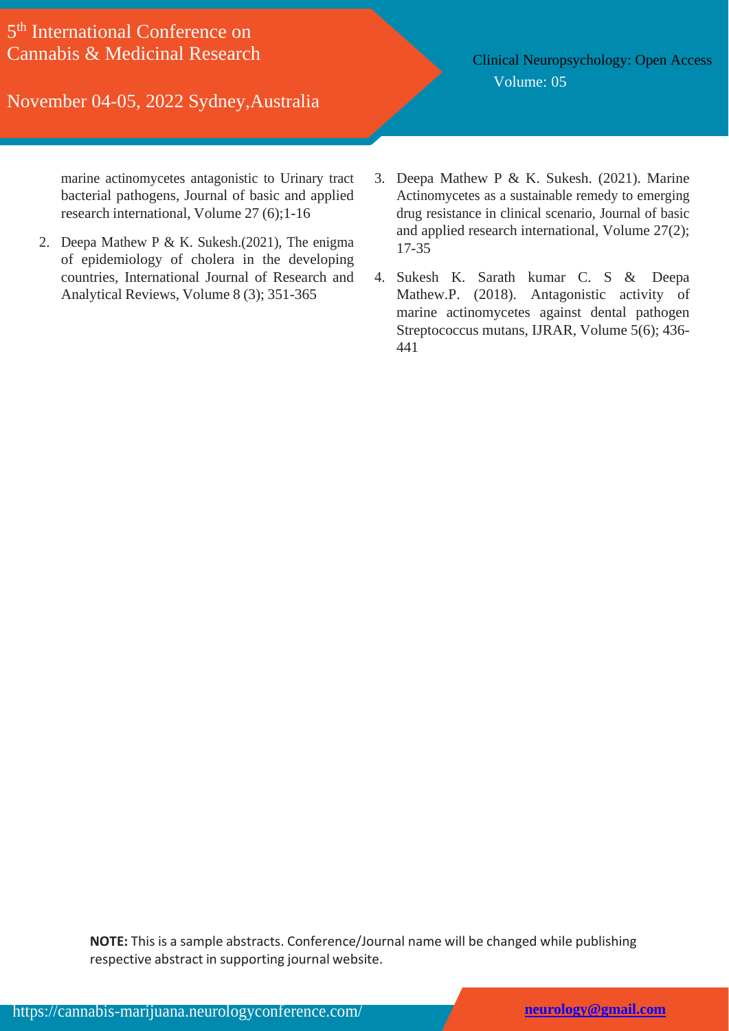marine actinomycetes antagonistic to Urinary tract bacterial pathogens, Journal of basic and applied research international, Volume 27 (6);1-16

2. Deepa Mathew P & K. Sukesh.(2021), The enigma of epidemiology of cholera in the developing countries, International Journal of Research and Analytical Reviews, Volume 8 (3); 351-365
3. Deepa Mathew P & K. Sukesh. (2021). Marine Actinomycetes as a sustainable remedy to emerging drug resistance in clinical scenario, Journal of basic and applied research international, Volume 27(2); 17-35
4. Sukesh K. Sarath kumar C. S & Deepa Mathew.P. (2018). Antagonistic activity of marine actinomycetes against dental pathogen Streptococcus mutans, IJRAR, Volume 5(6); 436-441

**NOTE:** This is a sample abstracts. Conference/Journal name will be changed while publishing respective abstract in supporting journal website.